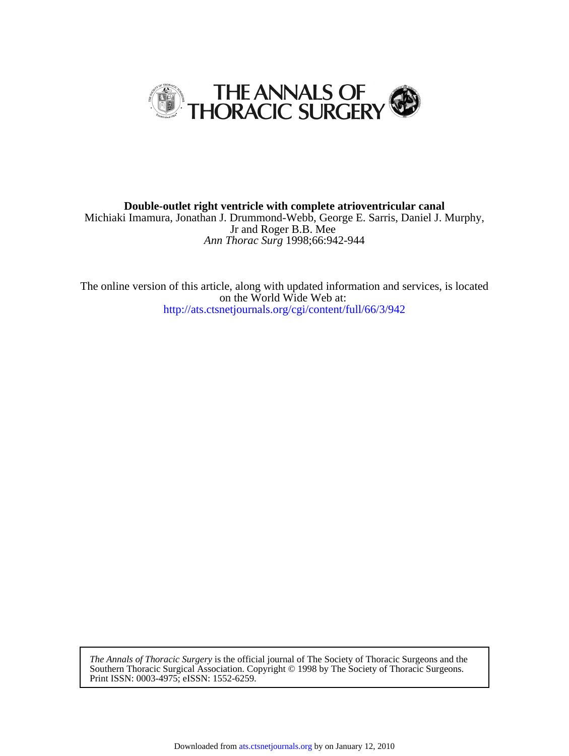# THE ANNALS OF THORACIC SURGERY

**Double-outlet right ventricle with complete atrioventricular canal**

Michiaki Imamura, Jonathan J. Drummond-Webb, George E. Sarris, Daniel J. Murphy, Jr and Roger B.B. Mee

*Ann Thorac Surg* 1998;66:942-944

The online version of this article, along with updated information and services, is located on the World Wide Web at:

http://ats.ctsnetjournals.org/cgi/content/full/66/3/942

*The Annals of Thoracic Surgery* is the official journal of The Society of Thoracic Surgeons and the Southern Thoracic Surgical Association. Copyright © 1998 by The Society of Thoracic Surgeons. Print ISSN: 0003-4975; eISSN: 1552-6259.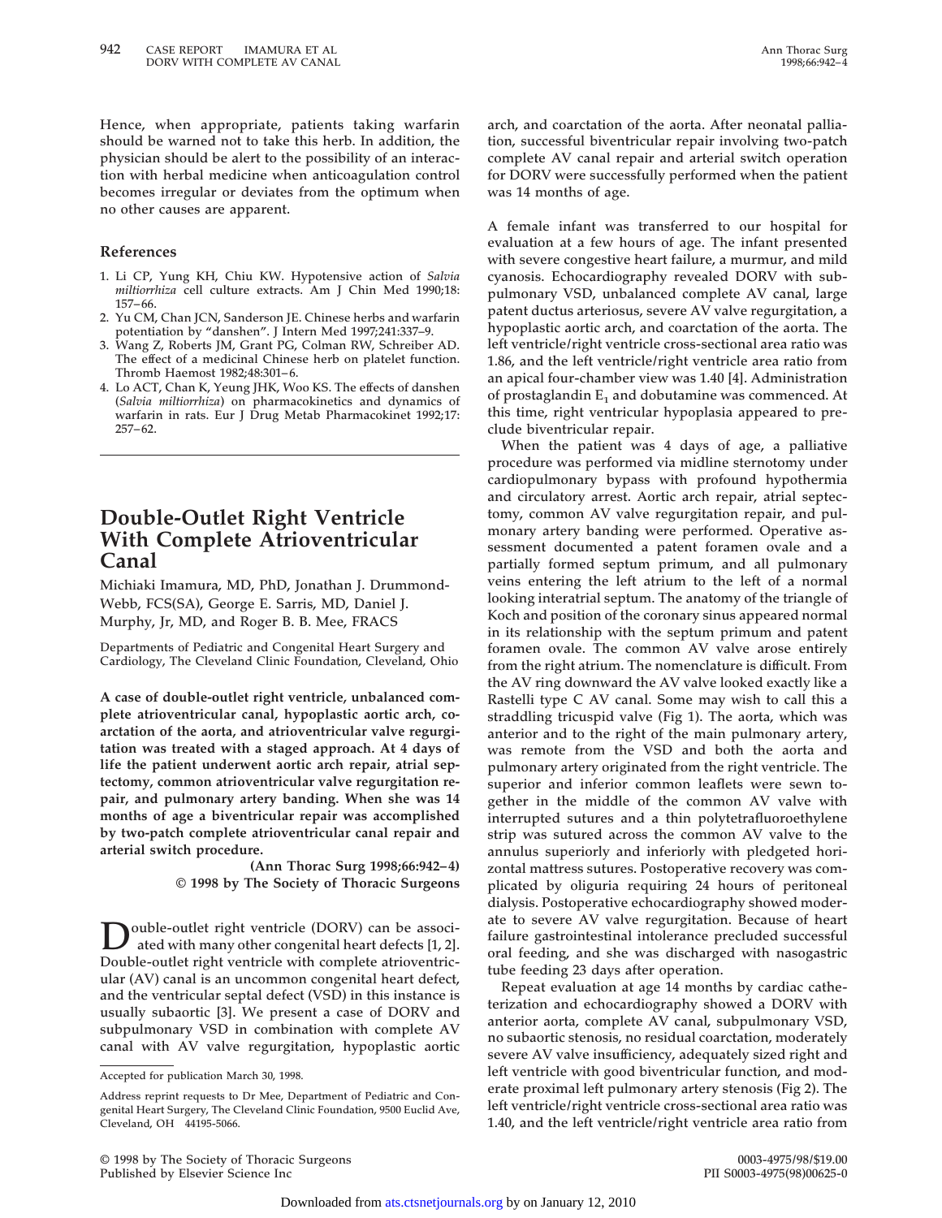Hence, when appropriate, patients taking warfarin should be warned not to take this herb. In addition, the physician should be alert to the possibility of an interaction with herbal medicine when anticoagulation control becomes irregular or deviates from the optimum when no other causes are apparent.

## References

1. Li CP, Yung KH, Chiu KW. Hypotensive action of *Salvia miltiorrhiza* cell culture extracts. Am J Chin Med 1990;18: 157–66.
2. Yu CM, Chan JCN, Sanderson JE. Chinese herbs and warfarin potentiation by "danshen". J Intern Med 1997;241:337–9.
3. Wang Z, Roberts JM, Grant PG, Colman RW, Schreiber AD. The effect of a medicinal Chinese herb on platelet function. Thromb Haemost 1982;48:301–6.
4. Lo ACT, Chan K, Yeung JHK, Woo KS. The effects of danshen (*Salvia miltiorrhiza*) on pharmacokinetics and dynamics of warfarin in rats. Eur J Drug Metab Pharmacokinet 1992;17: 257–62.

---

# Double-Outlet Right Ventricle With Complete Atrioventricular Canal

Michiaki Imamura, MD, PhD, Jonathan J. Drummond-Webb, FCS(SA), George E. Sarris, MD, Daniel J. Murphy, Jr, MD, and Roger B. B. Mee, FRACS

Departments of Pediatric and Congenital Heart Surgery and Cardiology, The Cleveland Clinic Foundation, Cleveland, Ohio

**A case of double-outlet right ventricle, unbalanced complete atrioventricular canal, hypoplastic aortic arch, coarctation of the aorta, and atrioventricular valve regurgitation was treated with a staged approach. At 4 days of life the patient underwent aortic arch repair, atrial septectomy, common atrioventricular valve regurgitation repair, and pulmonary artery banding. When she was 14 months of age a biventricular repair was accomplished by two-patch complete atrioventricular canal repair and arterial switch procedure.**

**(Ann Thorac Surg 1998;66:942–4)**
**© 1998 by The Society of Thoracic Surgeons**

Double-outlet right ventricle (DORV) can be associated with many other congenital heart defects [1, 2]. Double-outlet right ventricle with complete atrioventricular (AV) canal is an uncommon congenital heart defect, and the ventricular septal defect (VSD) in this instance is usually subaortic [3]. We present a case of DORV and subpulmonary VSD in combination with complete AV canal with AV valve regurgitation, hypoplastic aortic arch, and coarctation of the aorta. After neonatal palliation, successful biventricular repair involving two-patch complete AV canal repair and arterial switch operation for DORV were successfully performed when the patient was 14 months of age.

Accepted for publication March 30, 1998.

Address reprint requests to Dr Mee, Department of Pediatric and Congenital Heart Surgery, The Cleveland Clinic Foundation, 9500 Euclid Ave, Cleveland, OH 44195-5066.

A female infant was transferred to our hospital for evaluation at a few hours of age. The infant presented with severe congestive heart failure, a murmur, and mild cyanosis. Echocardiography revealed DORV with subpulmonary VSD, unbalanced complete AV canal, large patent ductus arteriosus, severe AV valve regurgitation, a hypoplastic aortic arch, and coarctation of the aorta. The left ventricle/right ventricle cross-sectional area ratio was 1.86, and the left ventricle/right ventricle area ratio from an apical four-chamber view was 1.40 [4]. Administration of prostaglandin $E_1$ and dobutamine was commenced. At this time, right ventricular hypoplasia appeared to preclude biventricular repair.

When the patient was 4 days of age, a palliative procedure was performed via midline sternotomy under cardiopulmonary bypass with profound hypothermia and circulatory arrest. Aortic arch repair, atrial septectomy, common AV valve regurgitation repair, and pulmonary artery banding were performed. Operative assessment documented a patent foramen ovale and a partially formed septum primum, and all pulmonary veins entering the left atrium to the left of a normal looking interatrial septum. The anatomy of the triangle of Koch and position of the coronary sinus appeared normal in its relationship with the septum primum and patent foramen ovale. The common AV valve arose entirely from the right atrium. The nomenclature is difficult. From the AV ring downward the AV valve looked exactly like a Rastelli type C AV canal. Some may wish to call this a straddling tricuspid valve (Fig 1). The aorta, which was anterior and to the right of the main pulmonary artery, was remote from the VSD and both the aorta and pulmonary artery originated from the right ventricle. The superior and inferior common leaflets were sewn together in the middle of the common AV valve with interrupted sutures and a thin polytetrafluoroethylene strip was sutured across the common AV valve to the annulus superiorly and inferiorly with pledgeted horizontal mattress sutures. Postoperative recovery was complicated by oliguria requiring 24 hours of peritoneal dialysis. Postoperative echocardiography showed moderate to severe AV valve regurgitation. Because of heart failure gastrointestinal intolerance precluded successful oral feeding, and she was discharged with nasogastric tube feeding 23 days after operation.

Repeat evaluation at age 14 months by cardiac catheterization and echocardiography showed a DORV with anterior aorta, complete AV canal, subpulmonary VSD, no subaortic stenosis, no residual coarctation, moderately severe AV valve insufficiency, adequately sized right and left ventricle with good biventricular function, and moderate proximal left pulmonary artery stenosis (Fig 2). The left ventricle/right ventricle cross-sectional area ratio was 1.40, and the left ventricle/right ventricle area ratio from

© 1998 by The Society of Thoracic Surgeons
Published by Elsevier Science Inc

0003-4975/98/$19.00
PII S0003-4975(98)00625-0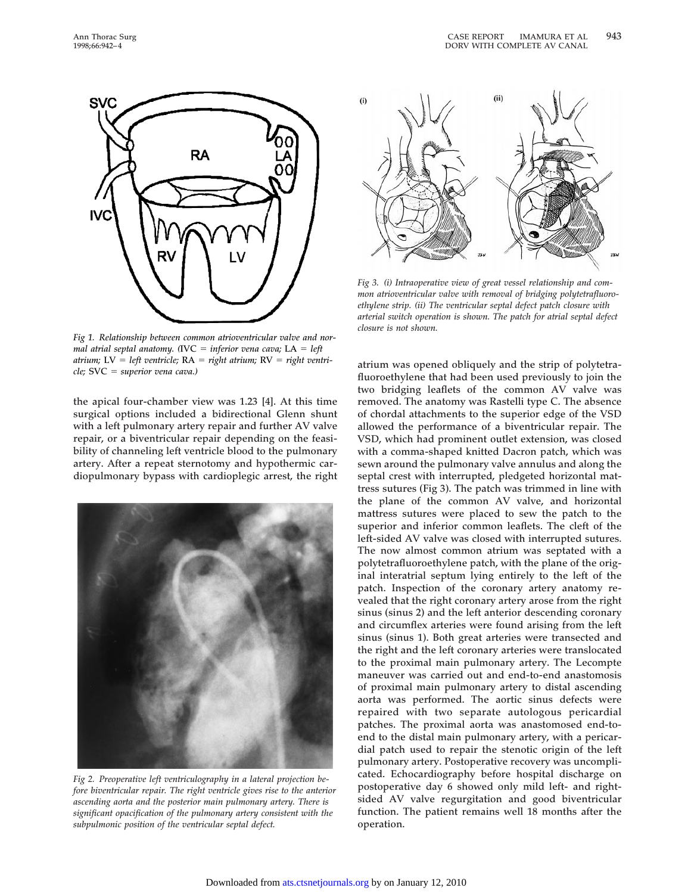*Fig 1. Relationship between common atrioventricular valve and normal atrial septal anatomy. (IVC = inferior vena cava; LA = left atrium; LV = left ventricle; RA = right atrium; RV = right ventricle; SVC = superior vena cava.)*

the apical four-chamber view was 1.23 [4]. At this time surgical options included a bidirectional Glenn shunt with a left pulmonary artery repair and further AV valve repair, or a biventricular repair depending on the feasibility of channeling left ventricle blood to the pulmonary artery. After a repeat sternotomy and hypothermic cardiopulmonary bypass with cardioplegic arrest, the right atrium was opened obliquely and the strip of polytetrafluoroethylene that had been used previously to join the two bridging leaflets of the common AV valve was removed. The anatomy was Rastelli type C. The absence of chordal attachments to the superior edge of the VSD allowed the performance of a biventricular repair. The VSD, which had prominent outlet extension, was closed with a comma-shaped knitted Dacron patch, which was sewn around the pulmonary valve annulus and along the septal crest with interrupted, pledgeted horizontal mattress sutures (Fig 3). The patch was trimmed in line with the plane of the common AV valve, and horizontal mattress sutures were placed to sew the patch to the superior and inferior common leaflets. The cleft of the left-sided AV valve was closed with interrupted sutures. The now almost common atrium was septated with a polytetrafluoroethylene patch, with the plane of the original interatrial septum lying entirely to the left of the patch. Inspection of the coronary artery anatomy revealed that the right coronary artery arose from the right sinus (sinus 2) and the left anterior descending coronary and circumflex arteries were found arising from the left sinus (sinus 1). Both great arteries were transected and the right and the left coronary arteries were translocated to the proximal main pulmonary artery. The Lecompte maneuver was carried out and end-to-end anastomosis of proximal main pulmonary artery to distal ascending aorta was performed. The aortic sinus defects were repaired with two separate autologous pericardial patches. The proximal aorta was anastomosed end-to-end to the distal main pulmonary artery, with a pericardial patch used to repair the stenotic origin of the left pulmonary artery. Postoperative recovery was uncomplicated. Echocardiography before hospital discharge on postoperative day 6 showed only mild left- and right-sided AV valve regurgitation and good biventricular function. The patient remains well 18 months after the operation.

*Fig 2. Preoperative left ventriculography in a lateral projection before biventricular repair. The right ventricle gives rise to the anterior ascending aorta and the posterior main pulmonary artery. There is significant opacification of the pulmonary artery consistent with the subpulmonic position of the ventricular septal defect.*

*Fig 3. (i) Intraoperative view of great vessel relationship and common atrioventricular valve with removal of bridging polytetrafluoroethylene strip. (ii) The ventricular septal defect patch closure with arterial switch operation is shown. The patch for atrial septal defect closure is not shown.*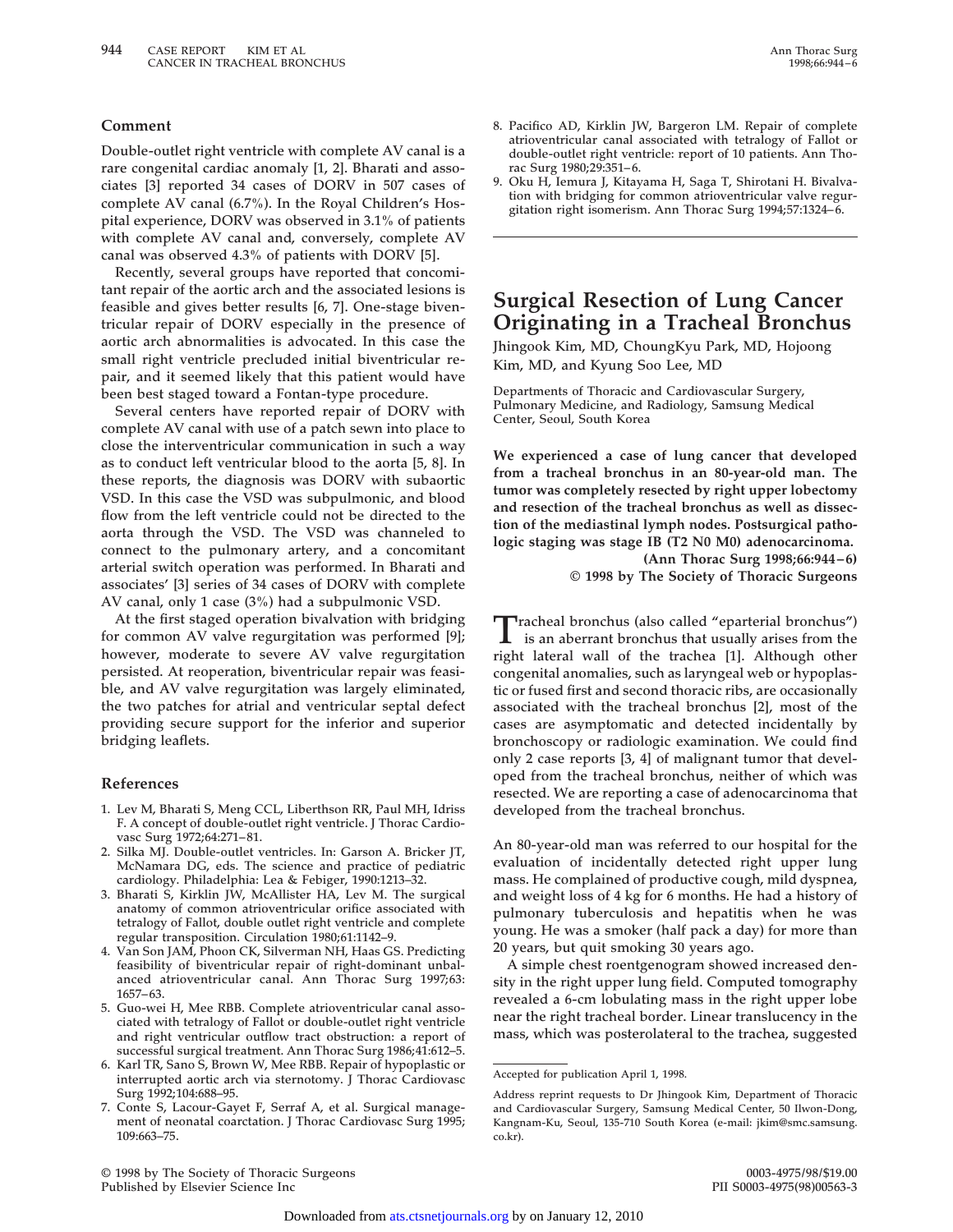## Comment

Double-outlet right ventricle with complete AV canal is a rare congenital cardiac anomaly [1, 2]. Bharati and associates [3] reported 34 cases of DORV in 507 cases of complete AV canal (6.7%). In the Royal Children's Hospital experience, DORV was observed in 3.1% of patients with complete AV canal and, conversely, complete AV canal was observed 4.3% of patients with DORV [5].

Recently, several groups have reported that concomitant repair of the aortic arch and the associated lesions is feasible and gives better results [6, 7]. One-stage biventricular repair of DORV especially in the presence of aortic arch abnormalities is advocated. In this case the small right ventricle precluded initial biventricular repair, and it seemed likely that this patient would have been best staged toward a Fontan-type procedure.

Several centers have reported repair of DORV with complete AV canal with use of a patch sewn into place to close the interventricular communication in such a way as to conduct left ventricular blood to the aorta [5, 8]. In these reports, the diagnosis was DORV with subaortic VSD. In this case the VSD was subpulmonic, and blood flow from the left ventricle could not be directed to the aorta through the VSD. The VSD was channeled to connect to the pulmonary artery, and a concomitant arterial switch operation was performed. In Bharati and associates' [3] series of 34 cases of DORV with complete AV canal, only 1 case (3%) had a subpulmonic VSD.

At the first staged operation bivalvation with bridging for common AV valve regurgitation was performed [9]; however, moderate to severe AV valve regurgitation persisted. At reoperation, biventricular repair was feasible, and AV valve regurgitation was largely eliminated, the two patches for atrial and ventricular septal defect providing secure support for the inferior and superior bridging leaflets.

## References

1. Lev M, Bharati S, Meng CCL, Liberthson RR, Paul MH, Idriss F. A concept of double-outlet right ventricle. J Thorac Cardiovasc Surg 1972;64:271–81.
2. Silka MJ. Double-outlet ventricles. In: Garson A. Bricker JT, McNamara DG, eds. The science and practice of pediatric cardiology. Philadelphia: Lea & Febiger, 1990:1213–32.
3. Bharati S, Kirklin JW, McAllister HA, Lev M. The surgical anatomy of common atrioventricular orifice associated with tetralogy of Fallot, double outlet right ventricle and complete regular transposition. Circulation 1980;61:1142–9.
4. Van Son JAM, Phoon CK, Silverman NH, Haas GS. Predicting feasibility of biventricular repair of right-dominant unbalanced atrioventricular canal. Ann Thorac Surg 1997;63:1657–63.
5. Guo-wei H, Mee RBB. Complete atrioventricular canal associated with tetralogy of Fallot or double-outlet right ventricle and right ventricular outflow tract obstruction: a report of successful surgical treatment. Ann Thorac Surg 1986;41:612–5.
6. Karl TR, Sano S, Brown W, Mee RBB. Repair of hypoplastic or interrupted aortic arch via sternotomy. J Thorac Cardiovasc Surg 1992;104:688–95.
7. Conte S, Lacour-Gayet F, Serraf A, et al. Surgical management of neonatal coarctation. J Thorac Cardiovasc Surg 1995;109:663–75.
8. Pacifico AD, Kirklin JW, Bargeron LM. Repair of complete atrioventricular canal associated with tetralogy of Fallot or double-outlet right ventricle: report of 10 patients. Ann Thorac Surg 1980;29:351–6.
9. Oku H, Iemura J, Kitayama H, Saga T, Shirotani H. Bivalvation with bridging for common atrioventricular valve regurgitation right isomerism. Ann Thorac Surg 1994;57:1324–6.

# Surgical Resection of Lung Cancer Originating in a Tracheal Bronchus

Jhingook Kim, MD, ChoungKyu Park, MD, Hojoong Kim, MD, and Kyung Soo Lee, MD

Departments of Thoracic and Cardiovascular Surgery, Pulmonary Medicine, and Radiology, Samsung Medical Center, Seoul, South Korea

**We experienced a case of lung cancer that developed from a tracheal bronchus in an 80-year-old man. The tumor was completely resected by right upper lobectomy and resection of the tracheal bronchus as well as dissection of the mediastinal lymph nodes. Postsurgical pathologic staging was stage IB (T2 N0 M0) adenocarcinoma.**
**(Ann Thorac Surg 1998;66:944–6)**
**© 1998 by The Society of Thoracic Surgeons**

Tracheal bronchus (also called "eparterial bronchus") is an aberrant bronchus that usually arises from the right lateral wall of the trachea [1]. Although other congenital anomalies, such as laryngeal web or hypoplastic or fused first and second thoracic ribs, are occasionally associated with the tracheal bronchus [2], most of the cases are asymptomatic and detected incidentally by bronchoscopy or radiologic examination. We could find only 2 case reports [3, 4] of malignant tumor that developed from the tracheal bronchus, neither of which was resected. We are reporting a case of adenocarcinoma that developed from the tracheal bronchus.

An 80-year-old man was referred to our hospital for the evaluation of incidentally detected right upper lung mass. He complained of productive cough, mild dyspnea, and weight loss of 4 kg for 6 months. He had a history of pulmonary tuberculosis and hepatitis when he was young. He was a smoker (half pack a day) for more than 20 years, but quit smoking 30 years ago.

A simple chest roentgenogram showed increased density in the right upper lung field. Computed tomography revealed a 6-cm lobulating mass in the right upper lobe near the right tracheal border. Linear translucency in the mass, which was posterolateral to the trachea, suggested

Accepted for publication April 1, 1998.

Address reprint requests to Dr Jhingook Kim, Department of Thoracic and Cardiovascular Surgery, Samsung Medical Center, 50 Ilwon-Dong, Kangnam-Ku, Seoul, 135-710 South Korea (e-mail: jkim@smc.samsung.co.kr).

© 1998 by The Society of Thoracic Surgeons
Published by Elsevier Science Inc

0003-4975/98/$19.00
PII S0003-4975(98)00563-3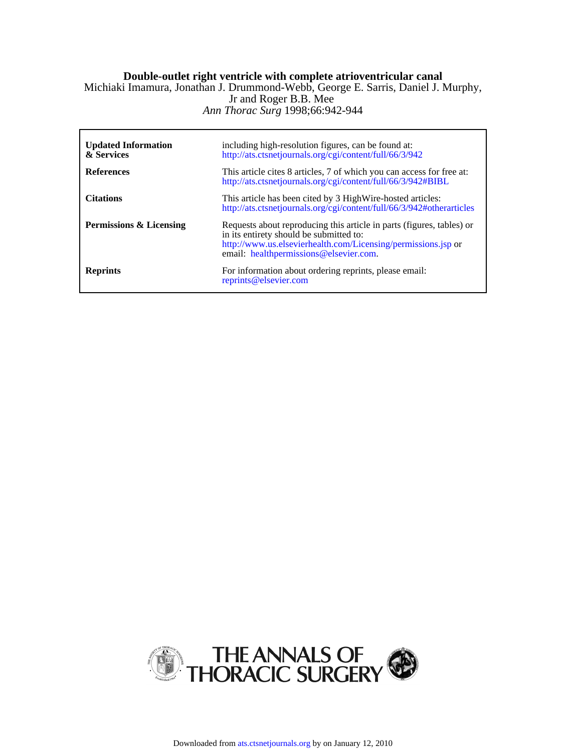**Double-outlet right ventricle with complete atrioventricular canal**

Michiaki Imamura, Jonathan J. Drummond-Webb, George E. Sarris, Daniel J. Murphy, Jr and Roger B.B. Mee

*Ann Thorac Surg* 1998;66:942-944

| | |
|---|---|
| **Updated Information & Services** | including high-resolution figures, can be found at: http://ats.ctsnetjournals.org/cgi/content/full/66/3/942 |
| **References** | This article cites 8 articles, 7 of which you can access for free at: http://ats.ctsnetjournals.org/cgi/content/full/66/3/942#BIBL |
| **Citations** | This article has been cited by 3 HighWire-hosted articles: http://ats.ctsnetjournals.org/cgi/content/full/66/3/942#otherarticles |
| **Permissions & Licensing** | Requests about reproducing this article in parts (figures, tables) or in its entirety should be submitted to: http://www.us.elsevierhealth.com/Licensing/permissions.jsp or email: healthpermissions@elsevier.com. |
| **Reprints** | For information about ordering reprints, please email: reprints@elsevier.com |

THE ANNALS OF THORACIC SURGERY

Downloaded from ats.ctsnetjournals.org by on January 12, 2010